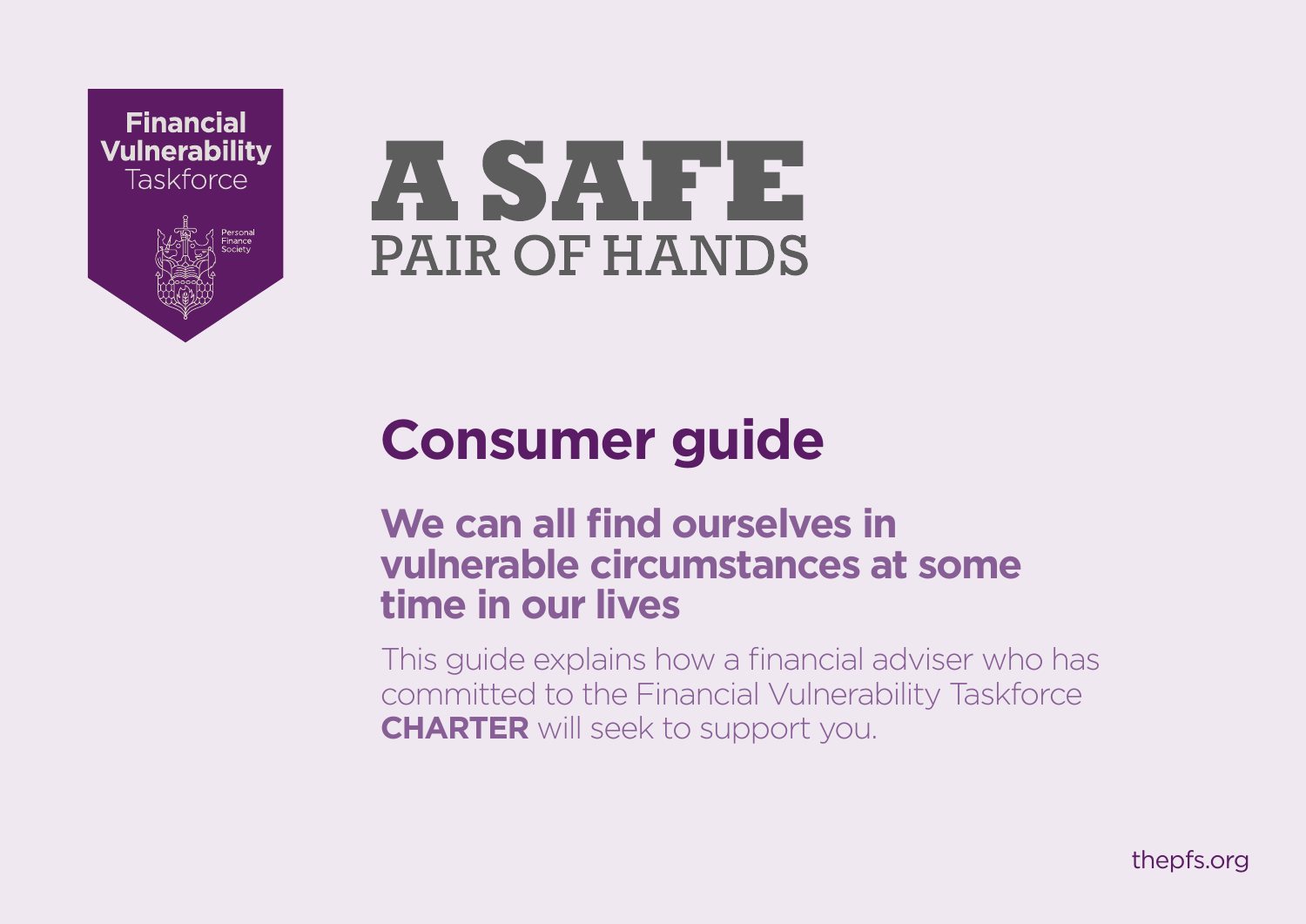Financial Vulnerability Taskforce

Personal Finance Society

# A SAFE PAIR OF HANDS

## Consumer guide

### We can all find ourselves in vulnerable circumstances at some time in our lives

This guide explains how a financial adviser who has committed to the Financial Vulnerability Taskforce **CHARTER** will seek to support you.

thepfs.org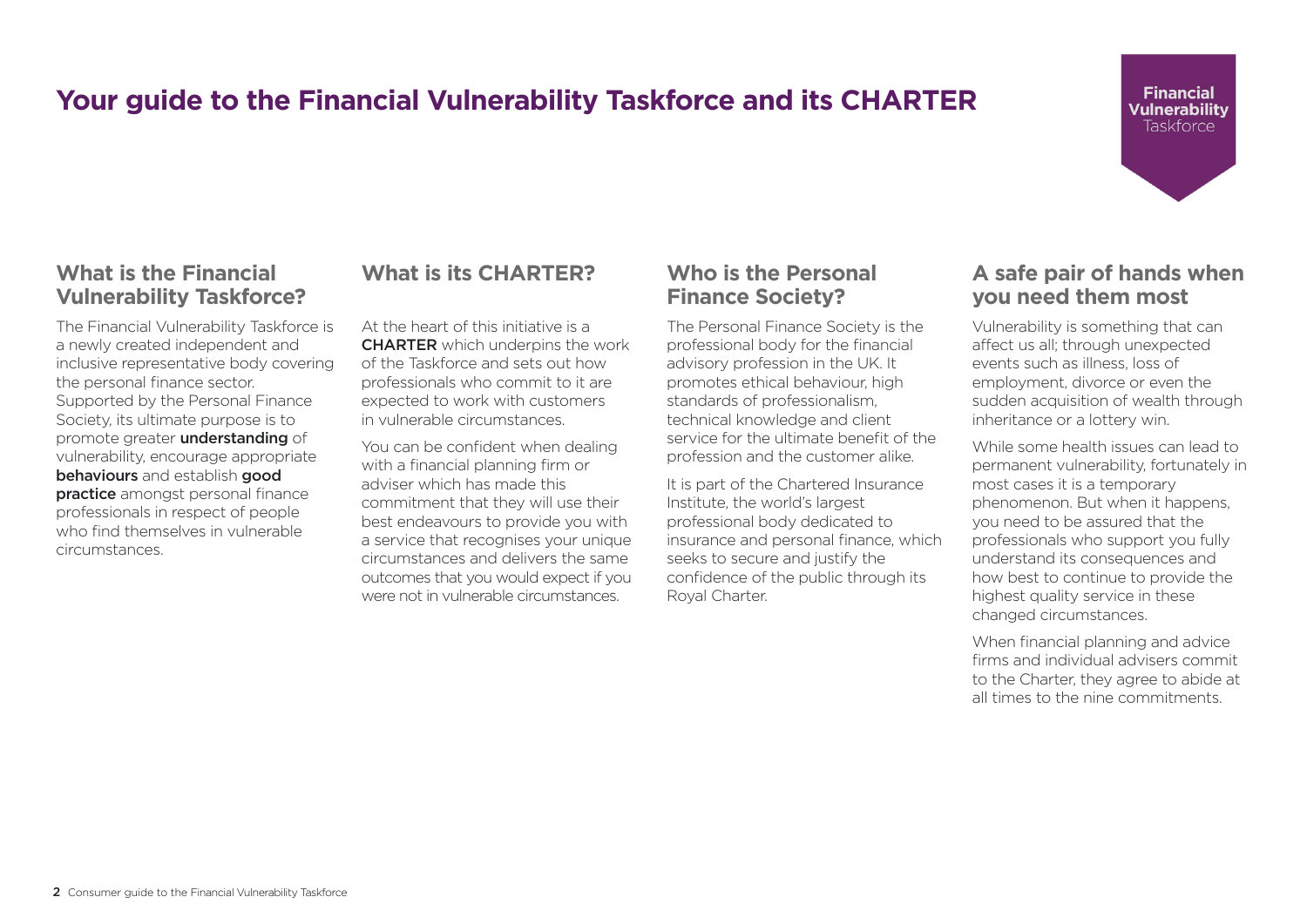# Your guide to the Financial Vulnerability Taskforce and its CHARTER

**Financial Vulnerability** Taskforce

## What is the Financial Vulnerability Taskforce?

The Financial Vulnerability Taskforce is a newly created independent and inclusive representative body covering the personal finance sector. Supported by the Personal Finance Society, its ultimate purpose is to promote greater **understanding** of vulnerability, encourage appropriate **behaviours** and establish **good practice** amongst personal finance professionals in respect of people who find themselves in vulnerable circumstances.

## What is its CHARTER?

At the heart of this initiative is a **CHARTER** which underpins the work of the Taskforce and sets out how professionals who commit to it are expected to work with customers in vulnerable circumstances.

You can be confident when dealing with a financial planning firm or adviser which has made this commitment that they will use their best endeavours to provide you with a service that recognises your unique circumstances and delivers the same outcomes that you would expect if you were not in vulnerable circumstances.

## Who is the Personal Finance Society?

The Personal Finance Society is the professional body for the financial advisory profession in the UK. It promotes ethical behaviour, high standards of professionalism, technical knowledge and client service for the ultimate benefit of the profession and the customer alike.

It is part of the Chartered Insurance Institute, the world's largest professional body dedicated to insurance and personal finance, which seeks to secure and justify the confidence of the public through its Royal Charter.

## A safe pair of hands when you need them most

Vulnerability is something that can affect us all; through unexpected events such as illness, loss of employment, divorce or even the sudden acquisition of wealth through inheritance or a lottery win.

While some health issues can lead to permanent vulnerability, fortunately in most cases it is a temporary phenomenon. But when it happens, you need to be assured that the professionals who support you fully understand its consequences and how best to continue to provide the highest quality service in these changed circumstances.

When financial planning and advice firms and individual advisers commit to the Charter, they agree to abide at all times to the nine commitments.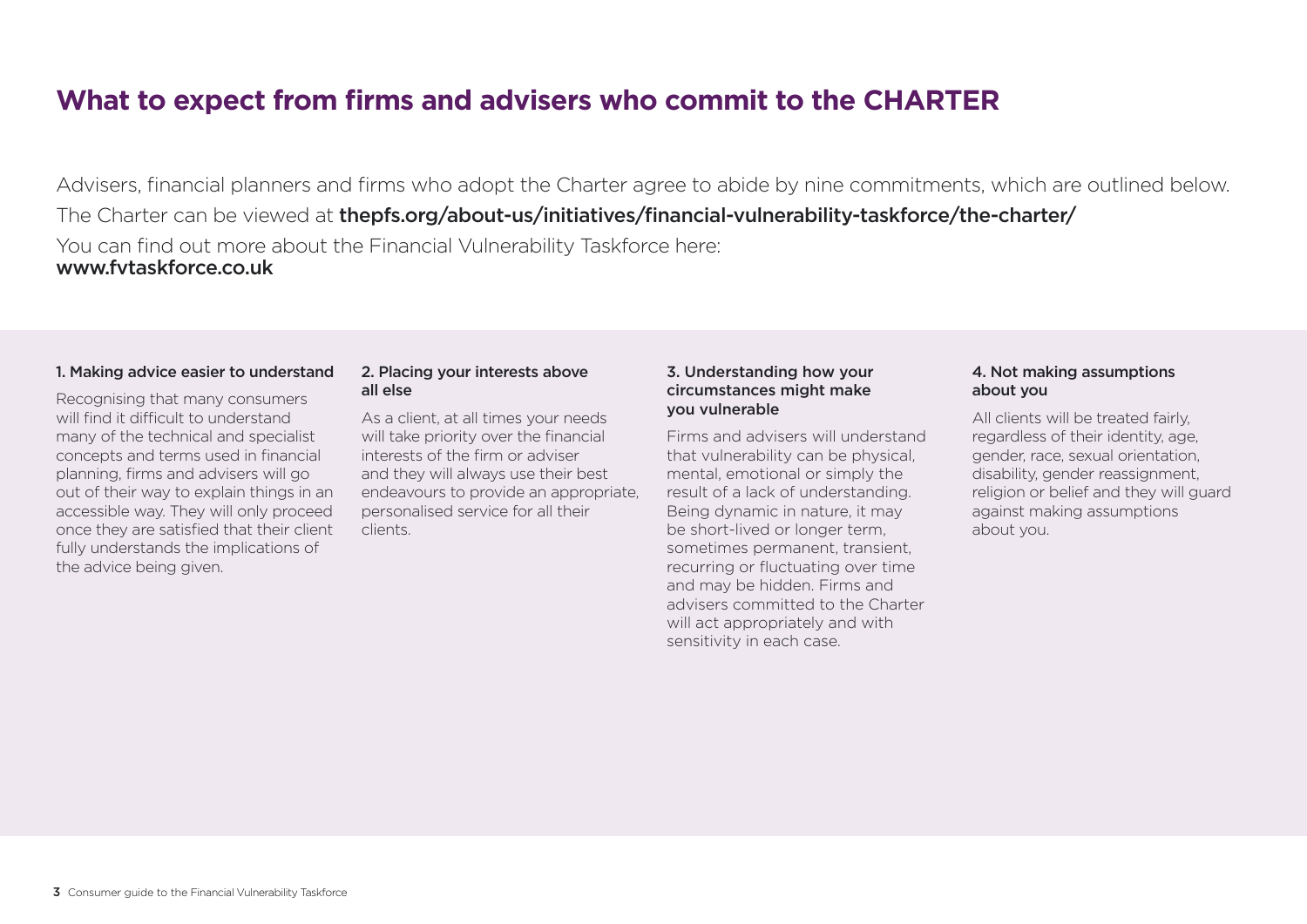# What to expect from firms and advisers who commit to the CHARTER

Advisers, financial planners and firms who adopt the Charter agree to abide by nine commitments, which are outlined below. The Charter can be viewed at **thepfs.org/about-us/initiatives/financial-vulnerability-taskforce/the-charter/**

You can find out more about the Financial Vulnerability Taskforce here: **www.fvtaskforce.co.uk**

### 1. Making advice easier to understand

Recognising that many consumers will find it difficult to understand many of the technical and specialist concepts and terms used in financial planning, firms and advisers will go out of their way to explain things in an accessible way. They will only proceed once they are satisfied that their client fully understands the implications of the advice being given.

### 2. Placing your interests above all else

As a client, at all times your needs will take priority over the financial interests of the firm or adviser and they will always use their best endeavours to provide an appropriate, personalised service for all their clients.

### 3. Understanding how your circumstances might make you vulnerable

Firms and advisers will understand that vulnerability can be physical, mental, emotional or simply the result of a lack of understanding. Being dynamic in nature, it may be short-lived or longer term, sometimes permanent, transient, recurring or fluctuating over time and may be hidden. Firms and advisers committed to the Charter will act appropriately and with sensitivity in each case.

### 4. Not making assumptions about you

All clients will be treated fairly, regardless of their identity, age, gender, race, sexual orientation, disability, gender reassignment, religion or belief and they will guard against making assumptions about you.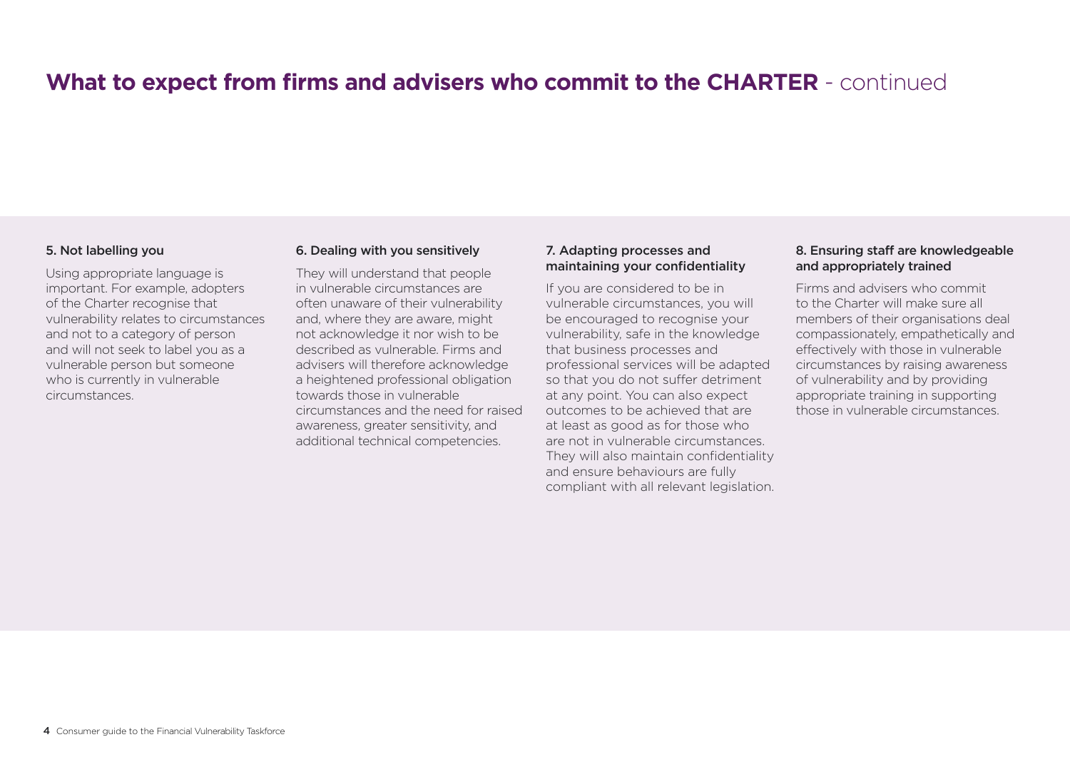## **What to expect from firms and advisers who commit to the CHARTER** - continued

### 5. Not labelling you

Using appropriate language is important. For example, adopters of the Charter recognise that vulnerability relates to circumstances and not to a category of person and will not seek to label you as a vulnerable person but someone who is currently in vulnerable circumstances.

### 6. Dealing with you sensitively

They will understand that people in vulnerable circumstances are often unaware of their vulnerability and, where they are aware, might not acknowledge it nor wish to be described as vulnerable. Firms and advisers will therefore acknowledge a heightened professional obligation towards those in vulnerable circumstances and the need for raised awareness, greater sensitivity, and additional technical competencies.

### 7. Adapting processes and maintaining your confidentiality

If you are considered to be in vulnerable circumstances, you will be encouraged to recognise your vulnerability, safe in the knowledge that business processes and professional services will be adapted so that you do not suffer detriment at any point. You can also expect outcomes to be achieved that are at least as good as for those who are not in vulnerable circumstances. They will also maintain confidentiality and ensure behaviours are fully compliant with all relevant legislation.

### 8. Ensuring staff are knowledgeable and appropriately trained

Firms and advisers who commit to the Charter will make sure all members of their organisations deal compassionately, empathetically and effectively with those in vulnerable circumstances by raising awareness of vulnerability and by providing appropriate training in supporting those in vulnerable circumstances.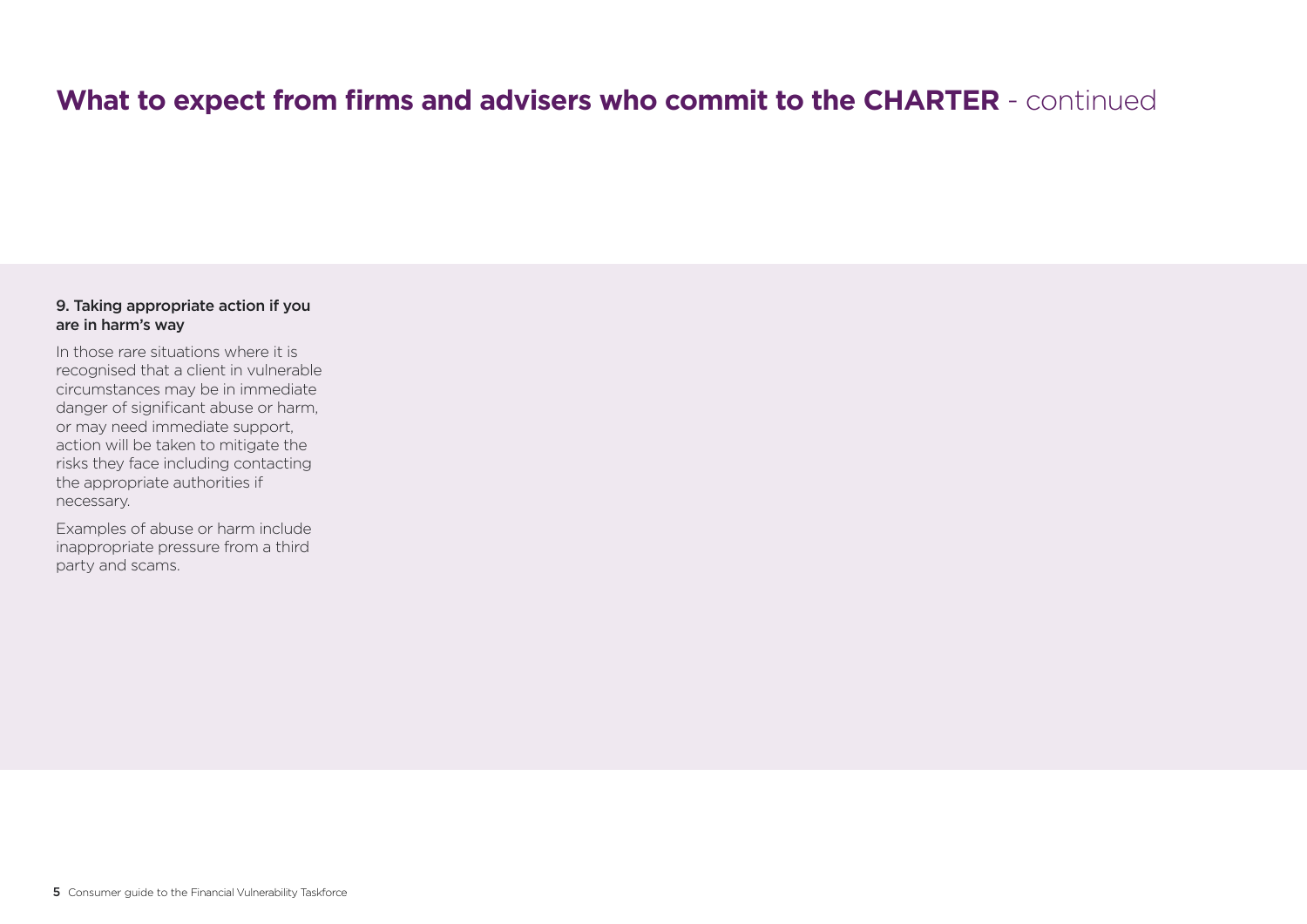# **What to expect from firms and advisers who commit to the CHARTER** - continued

### 9. Taking appropriate action if you are in harm's way

In those rare situations where it is recognised that a client in vulnerable circumstances may be in immediate danger of significant abuse or harm, or may need immediate support, action will be taken to mitigate the risks they face including contacting the appropriate authorities if necessary.

Examples of abuse or harm include inappropriate pressure from a third party and scams.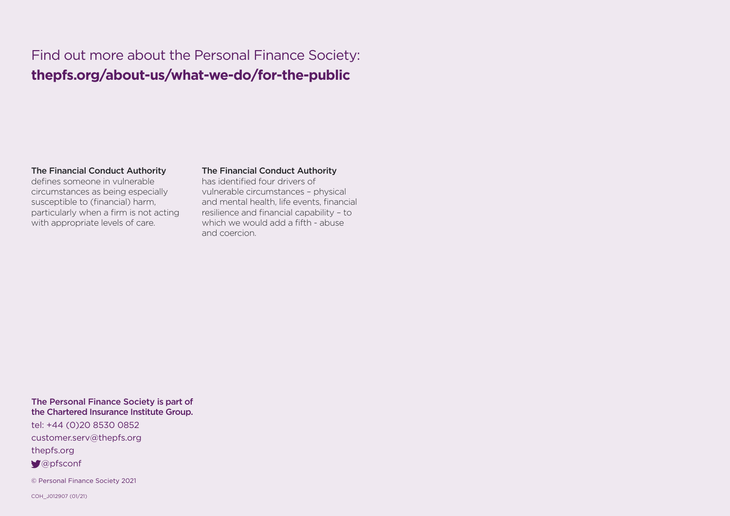Find out more about the Personal Finance Society:
**thepfs.org/about-us/what-we-do/for-the-public**

**The Financial Conduct Authority** defines someone in vulnerable circumstances as being especially susceptible to (financial) harm, particularly when a firm is not acting with appropriate levels of care.

**The Financial Conduct Authority** has identified four drivers of vulnerable circumstances – physical and mental health, life events, financial resilience and financial capability – to which we would add a fifth - abuse and coercion.

**The Personal Finance Society is part of the Chartered Insurance Institute Group.**

tel: +44 (0)20 8530 0852

customer.serv@thepfs.org

thepfs.org

@pfsconf

© Personal Finance Society 2021

COH_J012907 (01/21)